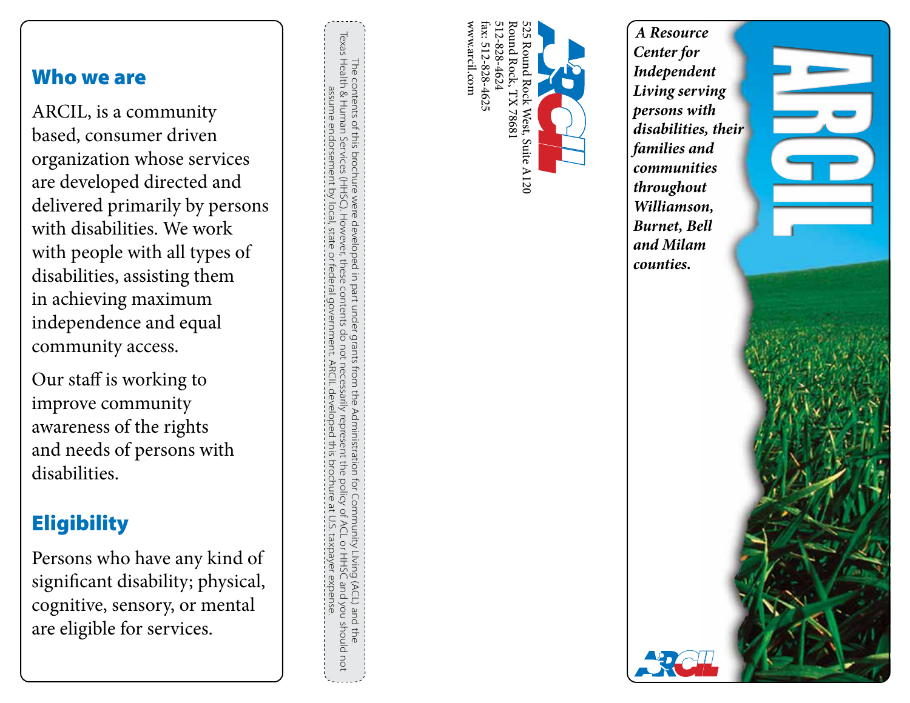## Who we are

ARCIL, is a community based, consumer driven organization whose services are developed directed and delivered primarily by persons with disabilities. We work with people with all types of disabilities, assisting them in achieving maximum independence and equal community access.

Our staff is working to improve community awareness of the rights and needs of persons with disabilities.

## Eligibility

Persons who have any kind of significant disability; physical, cognitive, sensory, or mental are eligible for services.

The contents of this brochure were developed in part under grants from the Administration for Community Living (ACL) and the Texas Health & Human Services (HHSC). However, these contents do not necessarily represent the policy of ACL or HHSC and you should not assume endorsement by local, state or federal government. ARCIL developed this brochure at U.S. taxpayer expense.

ARCIL

525 Round Rock West, Suite A120
Round Rock, TX 78681
512-828-4624
fax: 512-828-4625
www.arcil.com

# ARCIL

***A Resource Center for Independent Living serving persons with disabilities, their families and communities throughout Williamson, Burnet, Bell and Milam counties.***

ARCIL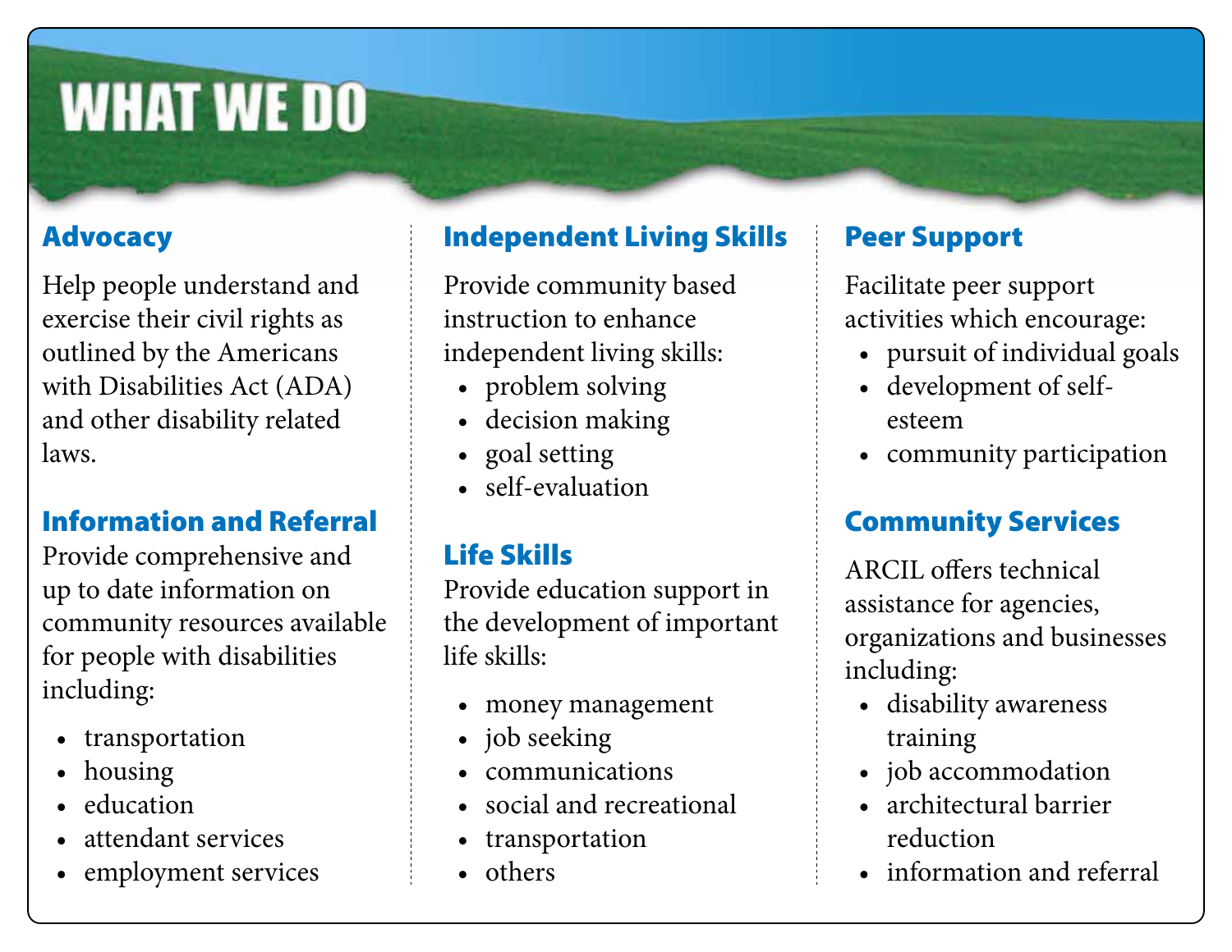# WHAT WE DO

## Advocacy

Help people understand and exercise their civil rights as outlined by the Americans with Disabilities Act (ADA) and other disability related laws.

## Information and Referral

Provide comprehensive and up to date information on community resources available for people with disabilities including:

- transportation
- housing
- education
- attendant services
- employment services

## Independent Living Skills

Provide community based instruction to enhance independent living skills:

- problem solving
- decision making
- goal setting
- self-evaluation

## Life Skills

Provide education support in the development of important life skills:

- money management
- job seeking
- communications
- social and recreational
- transportation
- others

## Peer Support

Facilitate peer support activities which encourage:

- pursuit of individual goals
- development of self-esteem
- community participation

## Community Services

ARCIL offers technical assistance for agencies, organizations and businesses including:

- disability awareness training
- job accommodation
- architectural barrier reduction
- information and referral